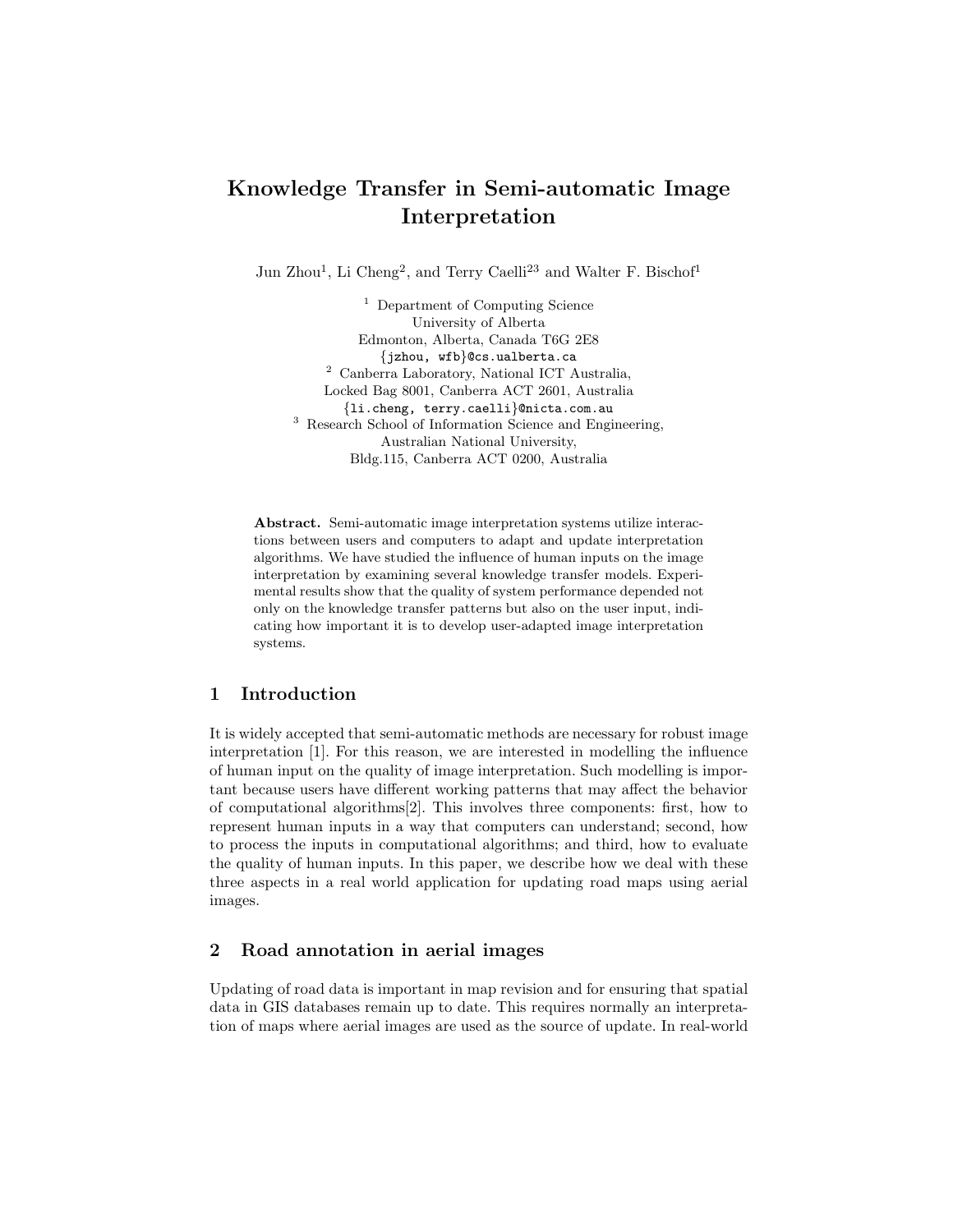# Knowledge Transfer in Semi-automatic Image Interpretation

Jun Zhou[1], Li Cheng[2], and Terry Caelli[23] and Walter F. Bischof[1]

[1] Department of Computing Science
University of Alberta
Edmonton, Alberta, Canada T6G 2E8
{jzhou, wfb}@cs.ualberta.ca

[2] Canberra Laboratory, National ICT Australia,
Locked Bag 8001, Canberra ACT 2601, Australia
{li.cheng, terry.caelli}@nicta.com.au

[3] Research School of Information Science and Engineering,
Australian National University,
Bldg.115, Canberra ACT 0200, Australia

**Abstract.** Semi-automatic image interpretation systems utilize interactions between users and computers to adapt and update interpretation algorithms. We have studied the influence of human inputs on the image interpretation by examining several knowledge transfer models. Experimental results show that the quality of system performance depended not only on the knowledge transfer patterns but also on the user input, indicating how important it is to develop user-adapted image interpretation systems.

## 1 Introduction

It is widely accepted that semi-automatic methods are necessary for robust image interpretation [1]. For this reason, we are interested in modelling the influence of human input on the quality of image interpretation. Such modelling is important because users have different working patterns that may affect the behavior of computational algorithms[2]. This involves three components: first, how to represent human inputs in a way that computers can understand; second, how to process the inputs in computational algorithms; and third, how to evaluate the quality of human inputs. In this paper, we describe how we deal with these three aspects in a real world application for updating road maps using aerial images.

## 2 Road annotation in aerial images

Updating of road data is important in map revision and for ensuring that spatial data in GIS databases remain up to date. This requires normally an interpretation of maps where aerial images are used as the source of update. In real-world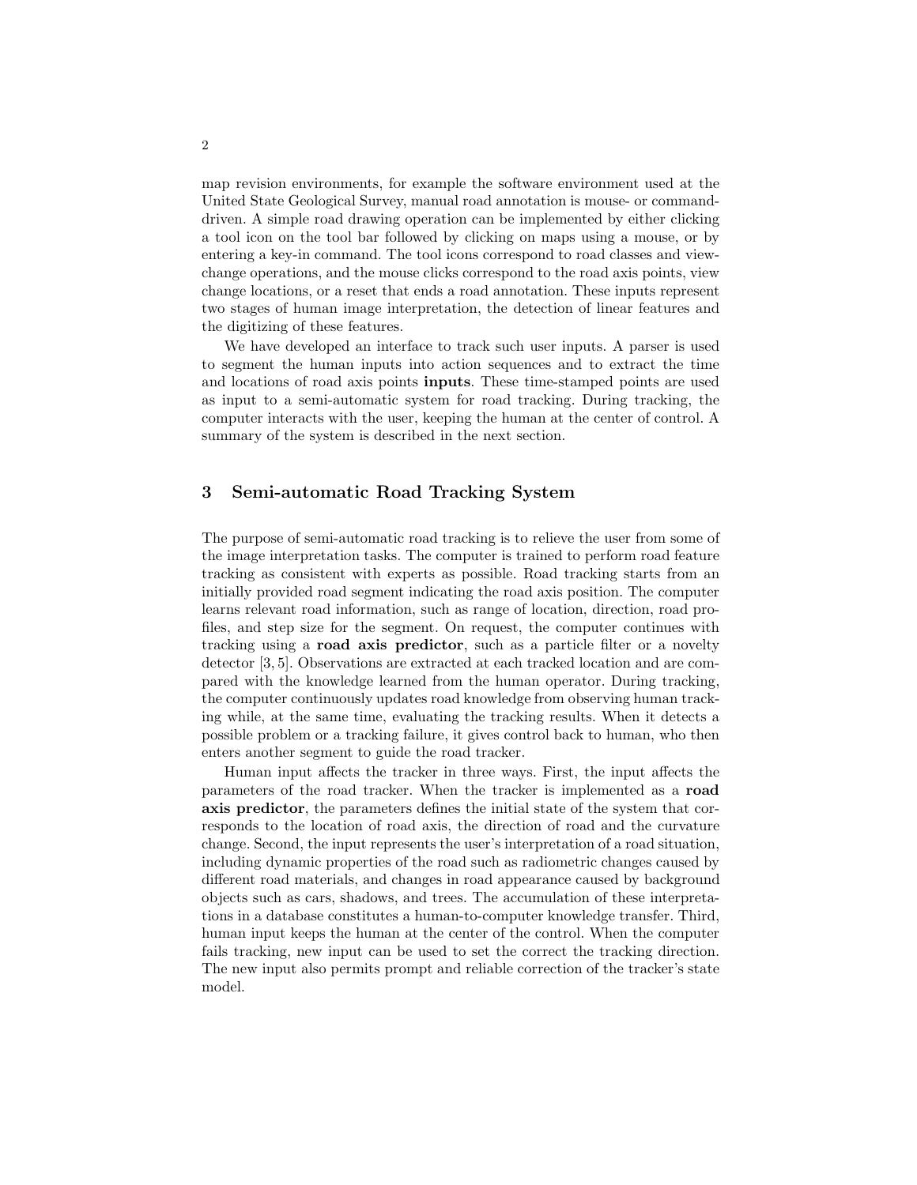map revision environments, for example the software environment used at the United State Geological Survey, manual road annotation is mouse- or command-driven. A simple road drawing operation can be implemented by either clicking a tool icon on the tool bar followed by clicking on maps using a mouse, or by entering a key-in command. The tool icons correspond to road classes and view-change operations, and the mouse clicks correspond to the road axis points, view change locations, or a reset that ends a road annotation. These inputs represent two stages of human image interpretation, the detection of linear features and the digitizing of these features.

We have developed an interface to track such user inputs. A parser is used to segment the human inputs into action sequences and to extract the time and locations of road axis points **inputs**. These time-stamped points are used as input to a semi-automatic system for road tracking. During tracking, the computer interacts with the user, keeping the human at the center of control. A summary of the system is described in the next section.

## 3 Semi-automatic Road Tracking System

The purpose of semi-automatic road tracking is to relieve the user from some of the image interpretation tasks. The computer is trained to perform road feature tracking as consistent with experts as possible. Road tracking starts from an initially provided road segment indicating the road axis position. The computer learns relevant road information, such as range of location, direction, road profiles, and step size for the segment. On request, the computer continues with tracking using a **road axis predictor**, such as a particle filter or a novelty detector [3, 5]. Observations are extracted at each tracked location and are compared with the knowledge learned from the human operator. During tracking, the computer continuously updates road knowledge from observing human tracking while, at the same time, evaluating the tracking results. When it detects a possible problem or a tracking failure, it gives control back to human, who then enters another segment to guide the road tracker.

Human input affects the tracker in three ways. First, the input affects the parameters of the road tracker. When the tracker is implemented as a **road axis predictor**, the parameters defines the initial state of the system that corresponds to the location of road axis, the direction of road and the curvature change. Second, the input represents the user's interpretation of a road situation, including dynamic properties of the road such as radiometric changes caused by different road materials, and changes in road appearance caused by background objects such as cars, shadows, and trees. The accumulation of these interpretations in a database constitutes a human-to-computer knowledge transfer. Third, human input keeps the human at the center of the control. When the computer fails tracking, new input can be used to set the correct the tracking direction. The new input also permits prompt and reliable correction of the tracker's state model.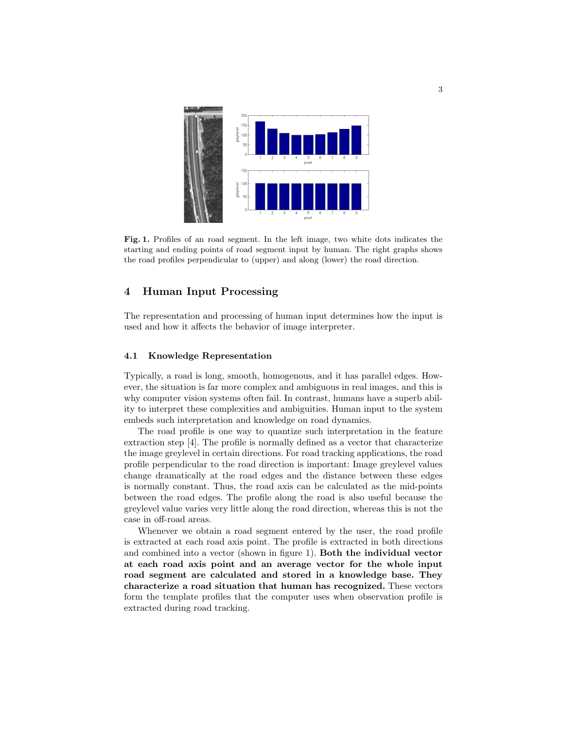**Fig. 1.** Profiles of an road segment. In the left image, two white dots indicates the starting and ending points of road segment input by human. The right graphs shows the road profiles perpendicular to (upper) and along (lower) the road direction.

## 4 Human Input Processing

The representation and processing of human input determines how the input is used and how it affects the behavior of image interpreter.

### 4.1 Knowledge Representation

Typically, a road is long, smooth, homogenous, and it has parallel edges. However, the situation is far more complex and ambiguous in real images, and this is why computer vision systems often fail. In contrast, humans have a superb ability to interpret these complexities and ambiguities. Human input to the system embeds such interpretation and knowledge on road dynamics.

The road profile is one way to quantize such interpretation in the feature extraction step [4]. The profile is normally defined as a vector that characterize the image greylevel in certain directions. For road tracking applications, the road profile perpendicular to the road direction is important: Image greylevel values change dramatically at the road edges and the distance between these edges is normally constant. Thus, the road axis can be calculated as the mid-points between the road edges. The profile along the road is also useful because the greylevel value varies very little along the road direction, whereas this is not the case in off-road areas.

Whenever we obtain a road segment entered by the user, the road profile is extracted at each road axis point. The profile is extracted in both directions and combined into a vector (shown in figure 1). **Both the individual vector at each road axis point and an average vector for the whole input road segment are calculated and stored in a knowledge base. They characterize a road situation that human has recognized.** These vectors form the template profiles that the computer uses when observation profile is extracted during road tracking.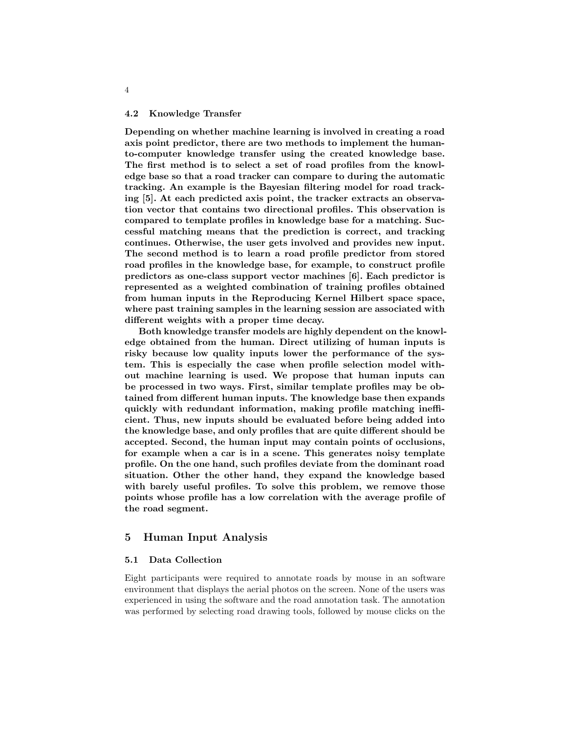### 4.2 Knowledge Transfer

**Depending on whether machine learning is involved in creating a road axis point predictor, there are two methods to implement the human-to-computer knowledge transfer using the created knowledge base. The first method is to select a set of road profiles from the knowledge base so that a road tracker can compare to during the automatic tracking. An example is the Bayesian filtering model for road tracking [5]. At each predicted axis point, the tracker extracts an observation vector that contains two directional profiles. This observation is compared to template profiles in knowledge base for a matching. Successful matching means that the prediction is correct, and tracking continues. Otherwise, the user gets involved and provides new input. The second method is to learn a road profile predictor from stored road profiles in the knowledge base, for example, to construct profile predictors as one-class support vector machines [6]. Each predictor is represented as a weighted combination of training profiles obtained from human inputs in the Reproducing Kernel Hilbert space space, where past training samples in the learning session are associated with different weights with a proper time decay.**

**Both knowledge transfer models are highly dependent on the knowledge obtained from the human. Direct utilizing of human inputs is risky because low quality inputs lower the performance of the system. This is especially the case when profile selection model without machine learning is used. We propose that human inputs can be processed in two ways. First, similar template profiles may be obtained from different human inputs. The knowledge base then expands quickly with redundant information, making profile matching inefficient. Thus, new inputs should be evaluated before being added into the knowledge base, and only profiles that are quite different should be accepted. Second, the human input may contain points of occlusions, for example when a car is in a scene. This generates noisy template profile. On the one hand, such profiles deviate from the dominant road situation. Other the other hand, they expand the knowledge based with barely useful profiles. To solve this problem, we remove those points whose profile has a low correlation with the average profile of the road segment.**

## 5 Human Input Analysis

### 5.1 Data Collection

Eight participants were required to annotate roads by mouse in an software environment that displays the aerial photos on the screen. None of the users was experienced in using the software and the road annotation task. The annotation was performed by selecting road drawing tools, followed by mouse clicks on the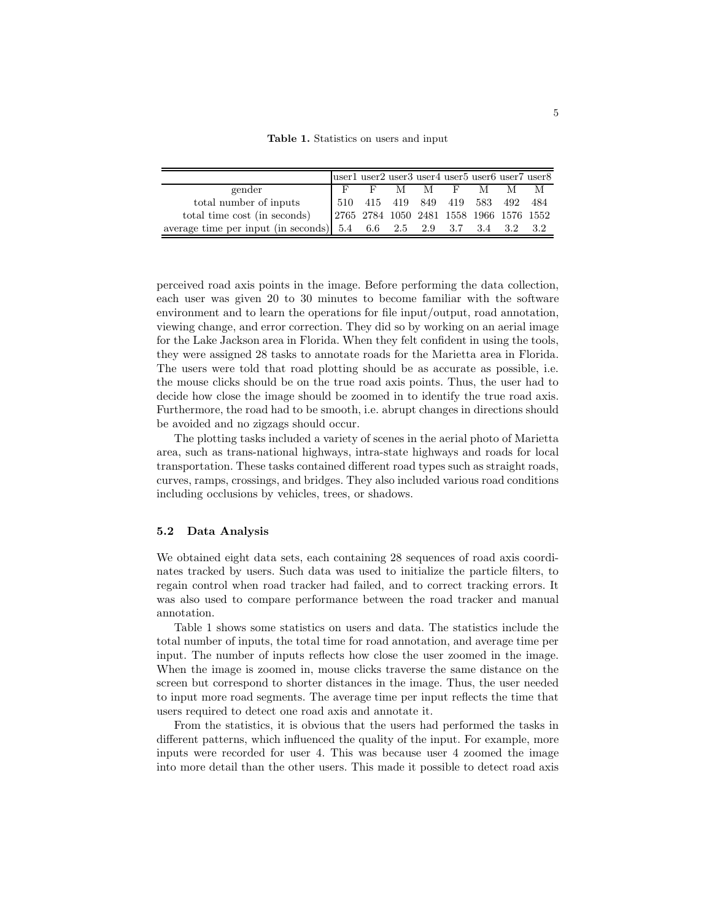**Table 1.** Statistics on users and input

| | user1 | user2 | user3 | user4 | user5 | user6 | user7 | user8 |
|---|---|---|---|---|---|---|---|---|
| gender | F | F | M | M | F | M | M | M |
| total number of inputs | 510 | 415 | 419 | 849 | 419 | 583 | 492 | 484 |
| total time cost (in seconds) | 2765 | 2784 | 1050 | 2481 | 1558 | 1966 | 1576 | 1552 |
| average time per input (in seconds) | 5.4 | 6.6 | 2.5 | 2.9 | 3.7 | 3.4 | 3.2 | 3.2 |

perceived road axis points in the image. Before performing the data collection, each user was given 20 to 30 minutes to become familiar with the software environment and to learn the operations for file input/output, road annotation, viewing change, and error correction. They did so by working on an aerial image for the Lake Jackson area in Florida. When they felt confident in using the tools, they were assigned 28 tasks to annotate roads for the Marietta area in Florida. The users were told that road plotting should be as accurate as possible, i.e. the mouse clicks should be on the true road axis points. Thus, the user had to decide how close the image should be zoomed in to identify the true road axis. Furthermore, the road had to be smooth, i.e. abrupt changes in directions should be avoided and no zigzags should occur.

The plotting tasks included a variety of scenes in the aerial photo of Marietta area, such as trans-national highways, intra-state highways and roads for local transportation. These tasks contained different road types such as straight roads, curves, ramps, crossings, and bridges. They also included various road conditions including occlusions by vehicles, trees, or shadows.

### 5.2 Data Analysis

We obtained eight data sets, each containing 28 sequences of road axis coordinates tracked by users. Such data was used to initialize the particle filters, to regain control when road tracker had failed, and to correct tracking errors. It was also used to compare performance between the road tracker and manual annotation.

Table 1 shows some statistics on users and data. The statistics include the total number of inputs, the total time for road annotation, and average time per input. The number of inputs reflects how close the user zoomed in the image. When the image is zoomed in, mouse clicks traverse the same distance on the screen but correspond to shorter distances in the image. Thus, the user needed to input more road segments. The average time per input reflects the time that users required to detect one road axis and annotate it.

From the statistics, it is obvious that the users had performed the tasks in different patterns, which influenced the quality of the input. For example, more inputs were recorded for user 4. This was because user 4 zoomed the image into more detail than the other users. This made it possible to detect road axis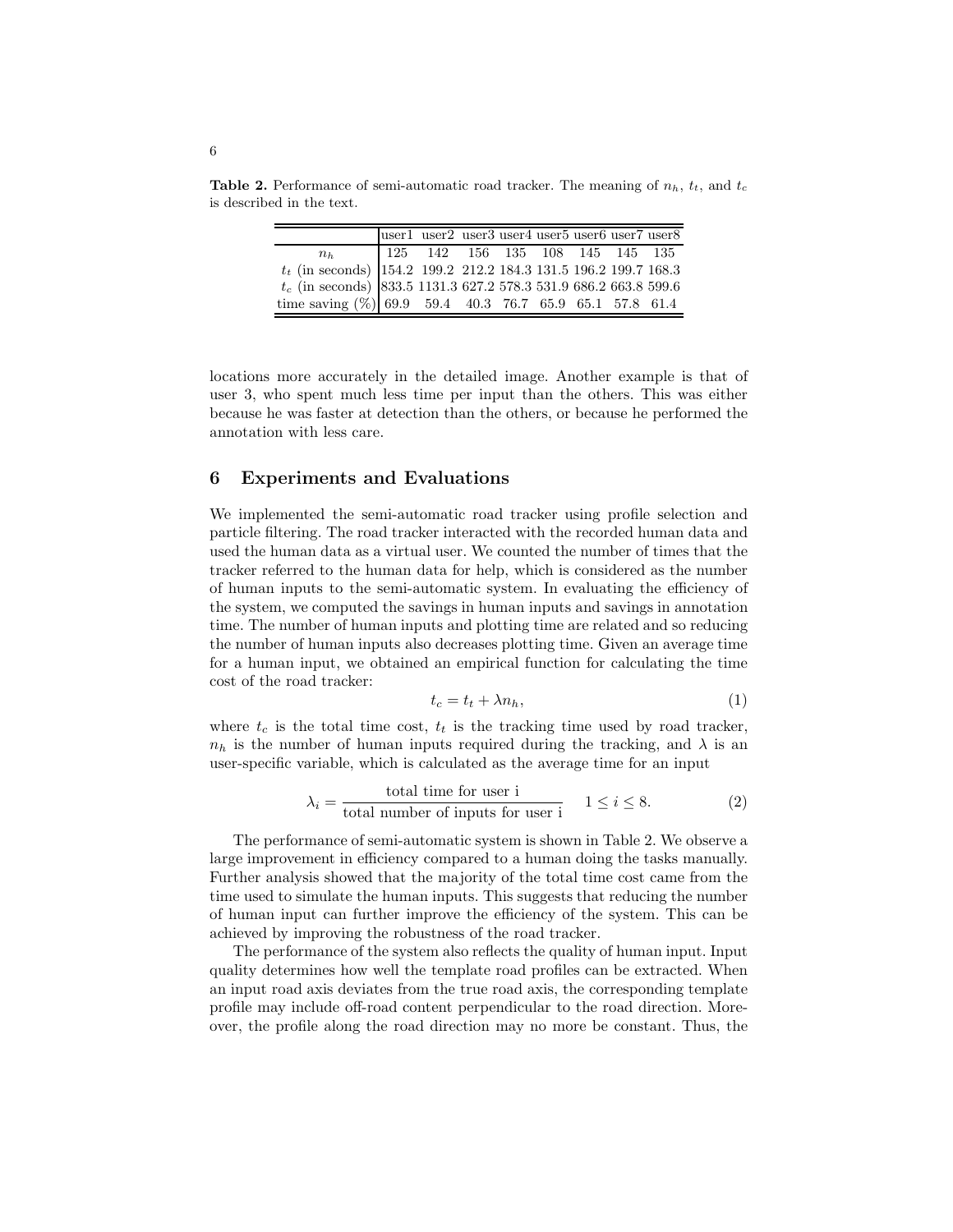**Table 2.** Performance of semi-automatic road tracker. The meaning of $n_h$, $t_t$, and $t_c$ is described in the text.

| | user1 | user2 | user3 | user4 | user5 | user6 | user7 | user8 |
|---|---|---|---|---|---|---|---|---|
| $n_h$ | 125 | 142 | 156 | 135 | 108 | 145 | 145 | 135 |
| $t_t$ (in seconds) | 154.2 | 199.2 | 212.2 | 184.3 | 131.5 | 196.2 | 199.7 | 168.3 |
| $t_c$ (in seconds) | 833.5 | 1131.3 | 627.2 | 578.3 | 531.9 | 686.2 | 663.8 | 599.6 |
| time saving (%) | 69.9 | 59.4 | 40.3 | 76.7 | 65.9 | 65.1 | 57.8 | 61.4 |

locations more accurately in the detailed image. Another example is that of user 3, who spent much less time per input than the others. This was either because he was faster at detection than the others, or because he performed the annotation with less care.

## 6 Experiments and Evaluations

We implemented the semi-automatic road tracker using profile selection and particle filtering. The road tracker interacted with the recorded human data and used the human data as a virtual user. We counted the number of times that the tracker referred to the human data for help, which is considered as the number of human inputs to the semi-automatic system. In evaluating the efficiency of the system, we computed the savings in human inputs and savings in annotation time. The number of human inputs and plotting time are related and so reducing the number of human inputs also decreases plotting time. Given an average time for a human input, we obtained an empirical function for calculating the time cost of the road tracker:

$$t_c = t_t + \lambda n_h, \tag{1}$$

where $t_c$ is the total time cost, $t_t$ is the tracking time used by road tracker, $n_h$ is the number of human inputs required during the tracking, and $\lambda$ is an user-specific variable, which is calculated as the average time for an input

$$\lambda_i = \frac{\text{total time for user i}}{\text{total number of inputs for user i}} \quad 1 \leq i \leq 8. \tag{2}$$

The performance of semi-automatic system is shown in Table 2. We observe a large improvement in efficiency compared to a human doing the tasks manually. Further analysis showed that the majority of the total time cost came from the time used to simulate the human inputs. This suggests that reducing the number of human input can further improve the efficiency of the system. This can be achieved by improving the robustness of the road tracker.

The performance of the system also reflects the quality of human input. Input quality determines how well the template road profiles can be extracted. When an input road axis deviates from the true road axis, the corresponding template profile may include off-road content perpendicular to the road direction. Moreover, the profile along the road direction may no more be constant. Thus, the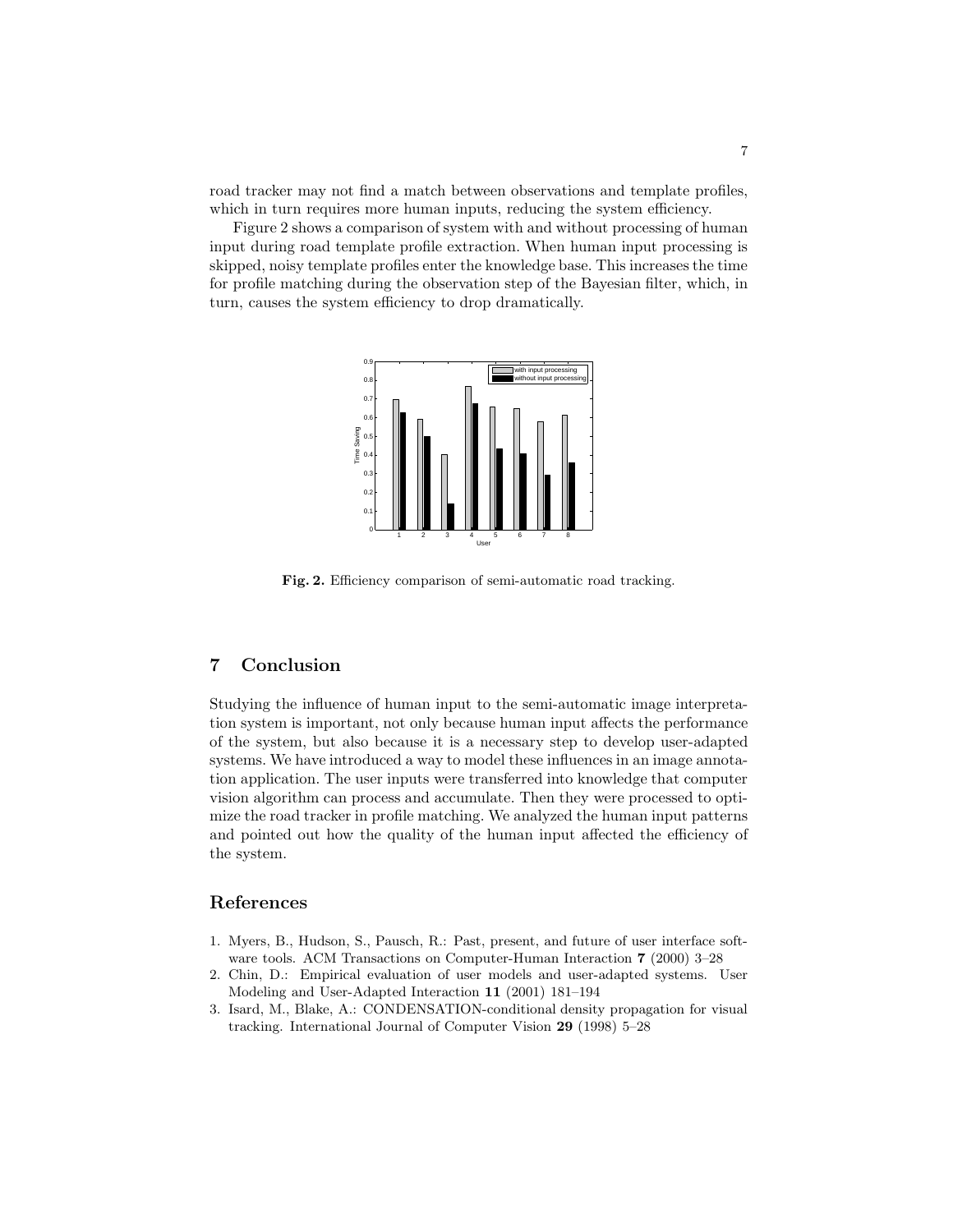road tracker may not find a match between observations and template profiles, which in turn requires more human inputs, reducing the system efficiency.

Figure 2 shows a comparison of system with and without processing of human input during road template profile extraction. When human input processing is skipped, noisy template profiles enter the knowledge base. This increases the time for profile matching during the observation step of the Bayesian filter, which, in turn, causes the system efficiency to drop dramatically.

**Fig. 2.** Efficiency comparison of semi-automatic road tracking.

## 7 Conclusion

Studying the influence of human input to the semi-automatic image interpretation system is important, not only because human input affects the performance of the system, but also because it is a necessary step to develop user-adapted systems. We have introduced a way to model these influences in an image annotation application. The user inputs were transferred into knowledge that computer vision algorithm can process and accumulate. Then they were processed to optimize the road tracker in profile matching. We analyzed the human input patterns and pointed out how the quality of the human input affected the efficiency of the system.

## References

1. Myers, B., Hudson, S., Pausch, R.: Past, present, and future of user interface software tools. ACM Transactions on Computer-Human Interaction **7** (2000) 3–28
2. Chin, D.: Empirical evaluation of user models and user-adapted systems. User Modeling and User-Adapted Interaction **11** (2001) 181–194
3. Isard, M., Blake, A.: CONDENSATION-conditional density propagation for visual tracking. International Journal of Computer Vision **29** (1998) 5–28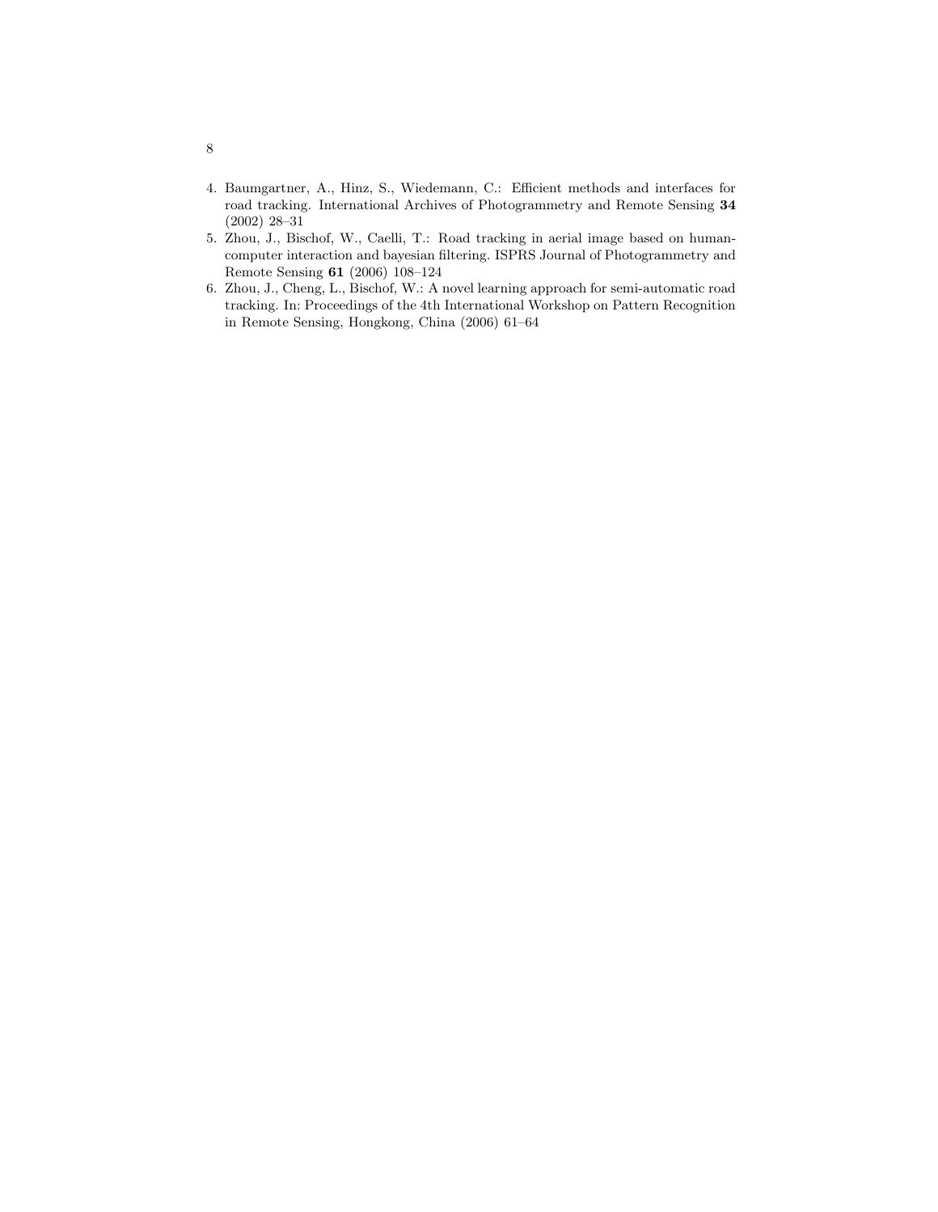4. Baumgartner, A., Hinz, S., Wiedemann, C.: Efficient methods and interfaces for road tracking. International Archives of Photogrammetry and Remote Sensing **34** (2002) 28–31
5. Zhou, J., Bischof, W., Caelli, T.: Road tracking in aerial image based on human-computer interaction and bayesian filtering. ISPRS Journal of Photogrammetry and Remote Sensing **61** (2006) 108–124
6. Zhou, J., Cheng, L., Bischof, W.: A novel learning approach for semi-automatic road tracking. In: Proceedings of the 4th International Workshop on Pattern Recognition in Remote Sensing, Hongkong, China (2006) 61–64